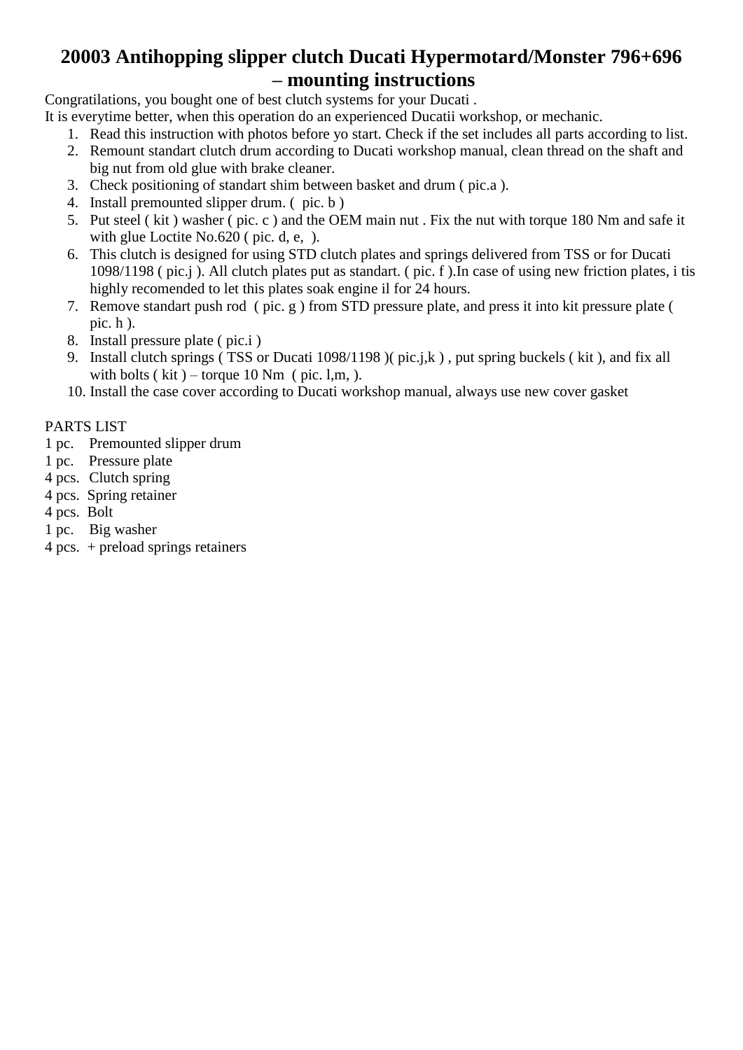# 20003 Antihopping slipper clutch Ducati Hypermotard/Monster 796+696 – mounting instructions

Congratilations, you bought one of best clutch systems for your Ducati .
It is everytime better, when this operation do an experienced Ducatii workshop, or mechanic.

1. Read this instruction with photos before yo start. Check if the set includes all parts according to list.
2. Remount standart clutch drum according to Ducati workshop manual, clean thread on the shaft and big nut from old glue with brake cleaner.
3. Check positioning of standart shim between basket and drum ( pic.a ).
4. Install premounted slipper drum. ( pic. b )
5. Put steel ( kit ) washer ( pic. c ) and the OEM main nut . Fix the nut with torque 180 Nm and safe it with glue Loctite No.620 ( pic. d, e, ).
6. This clutch is designed for using STD clutch plates and springs delivered from TSS or for Ducati 1098/1198 ( pic.j ). All clutch plates put as standart. ( pic. f ).In case of using new friction plates, i tis highly recomended to let this plates soak engine il for 24 hours.
7. Remove standart push rod ( pic. g ) from STD pressure plate, and press it into kit pressure plate ( pic. h ).
8. Install pressure plate ( pic.i )
9. Install clutch springs ( TSS or Ducati 1098/1198 )( pic.j,k ) , put spring buckels ( kit ), and fix all with bolts ( kit ) – torque 10 Nm ( pic. l,m, ).
10. Install the case cover according to Ducati workshop manual, always use new cover gasket

PARTS LIST
1 pc. Premounted slipper drum
1 pc. Pressure plate
4 pcs. Clutch spring
4 pcs. Spring retainer
4 pcs. Bolt
1 pc. Big washer
4 pcs. + preload springs retainers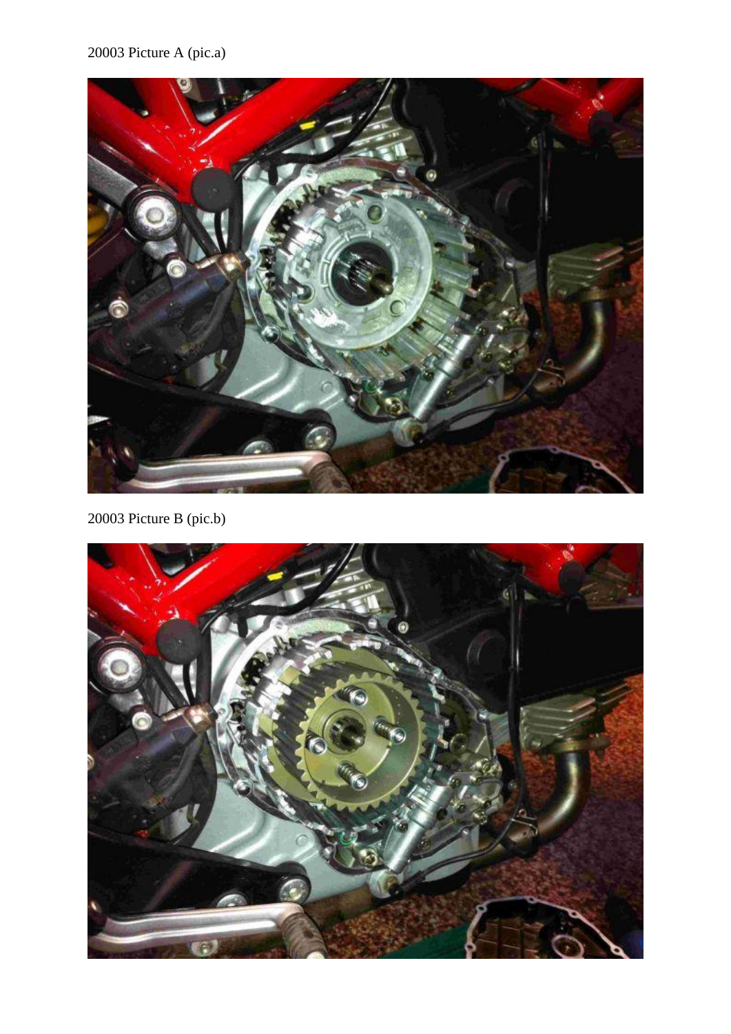20003 Picture A (pic.a)

20003 Picture B (pic.b)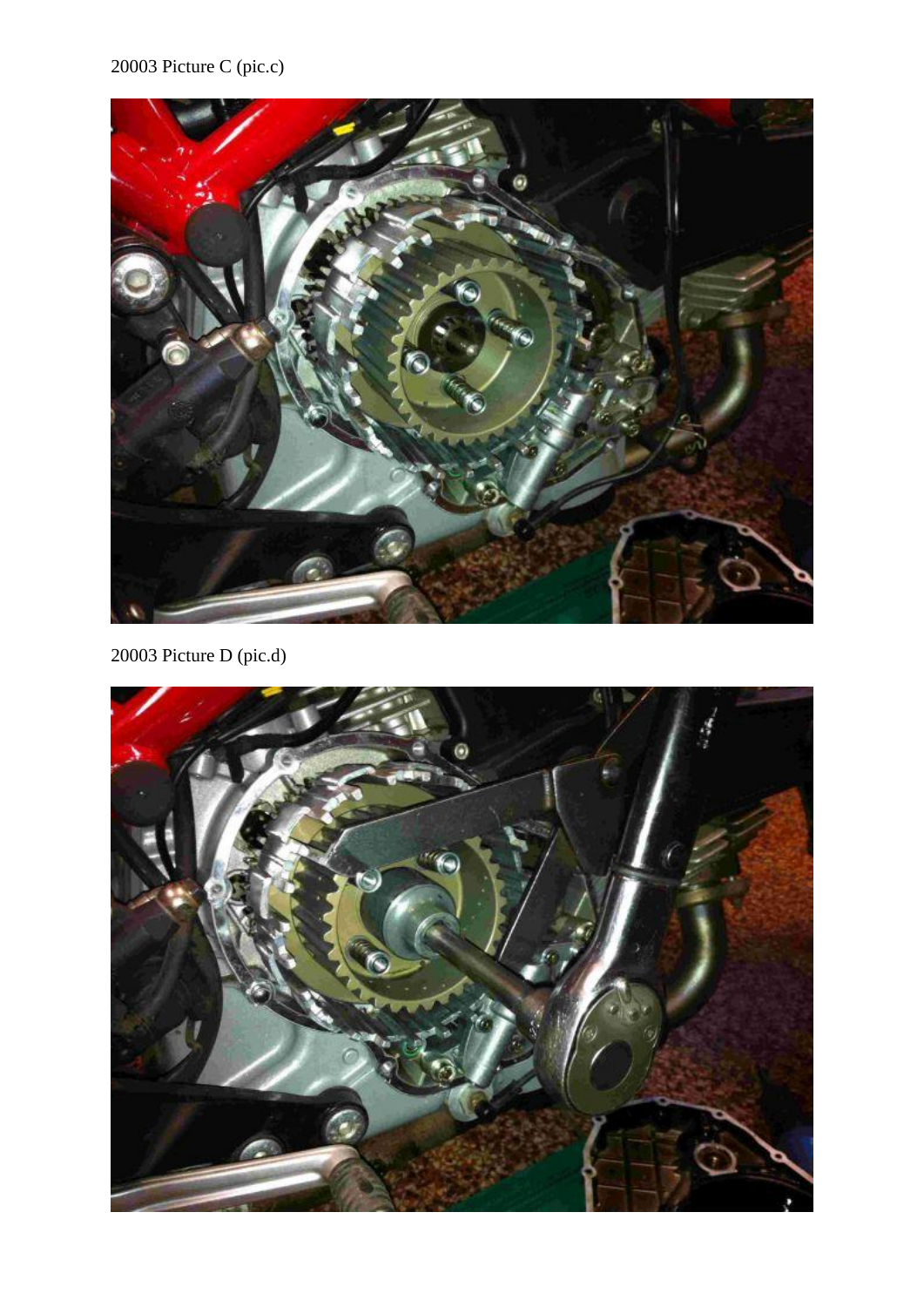20003 Picture C (pic.c)

20003 Picture D (pic.d)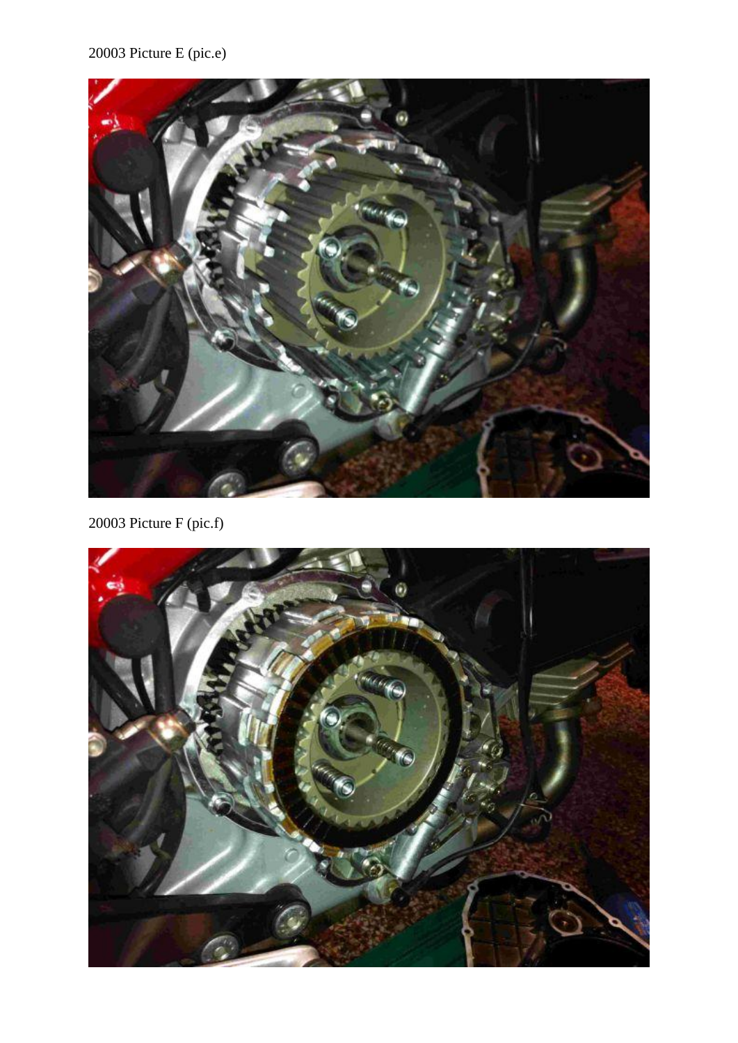20003 Picture E (pic.e)

20003 Picture F (pic.f)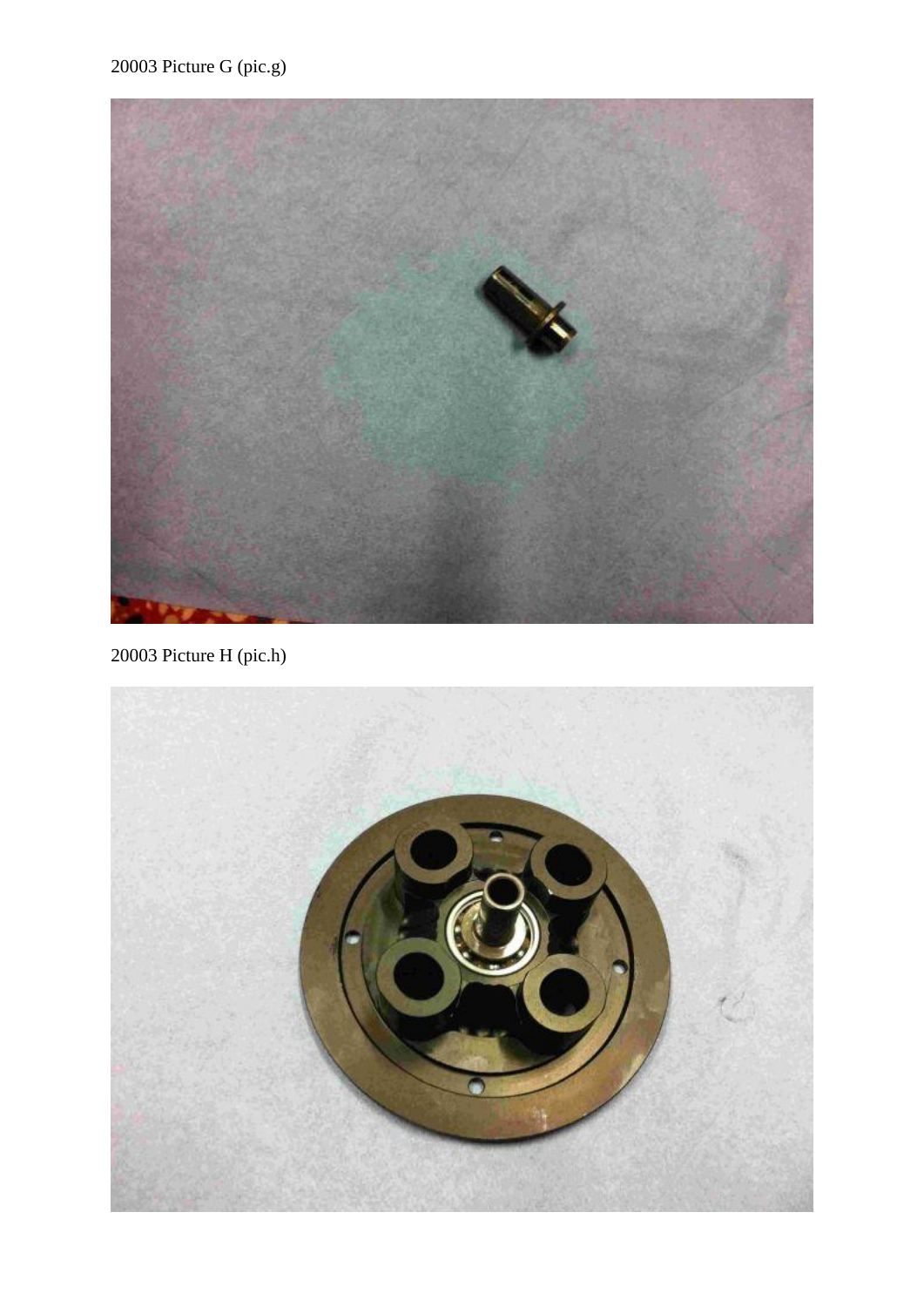20003 Picture G (pic.g)

20003 Picture H (pic.h)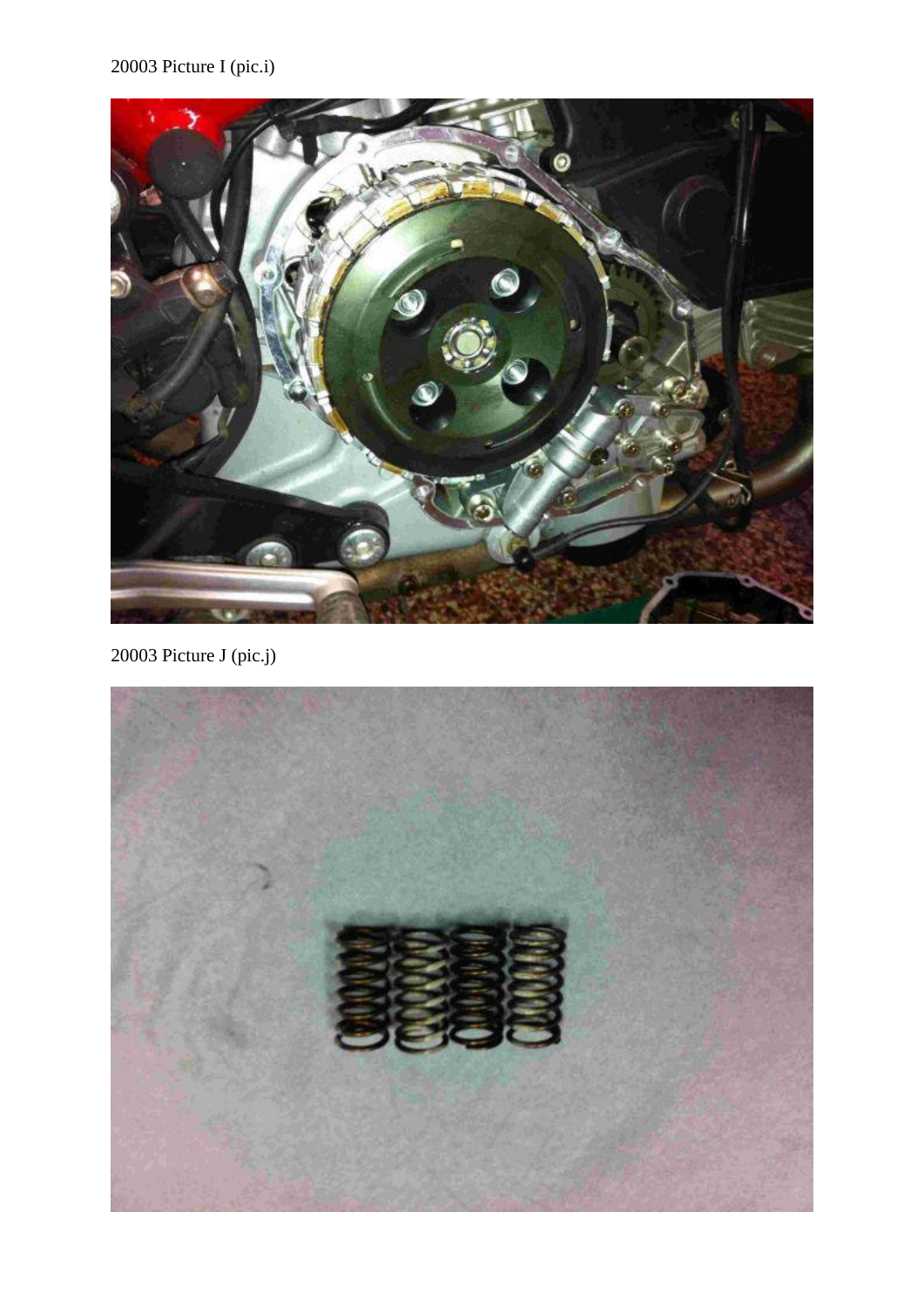20003 Picture I (pic.i)

20003 Picture J (pic.j)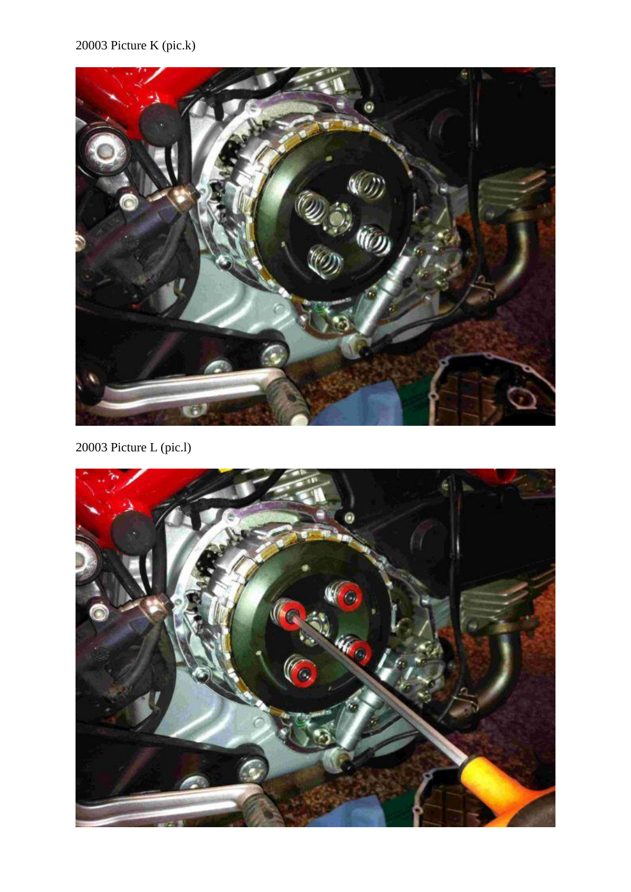20003 Picture K (pic.k)

20003 Picture L (pic.l)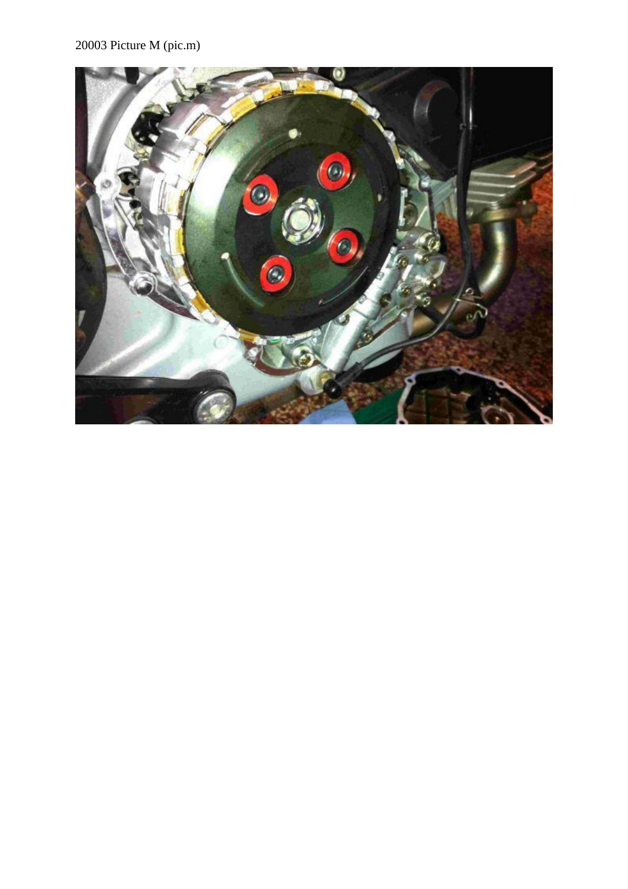20003 Picture M (pic.m)